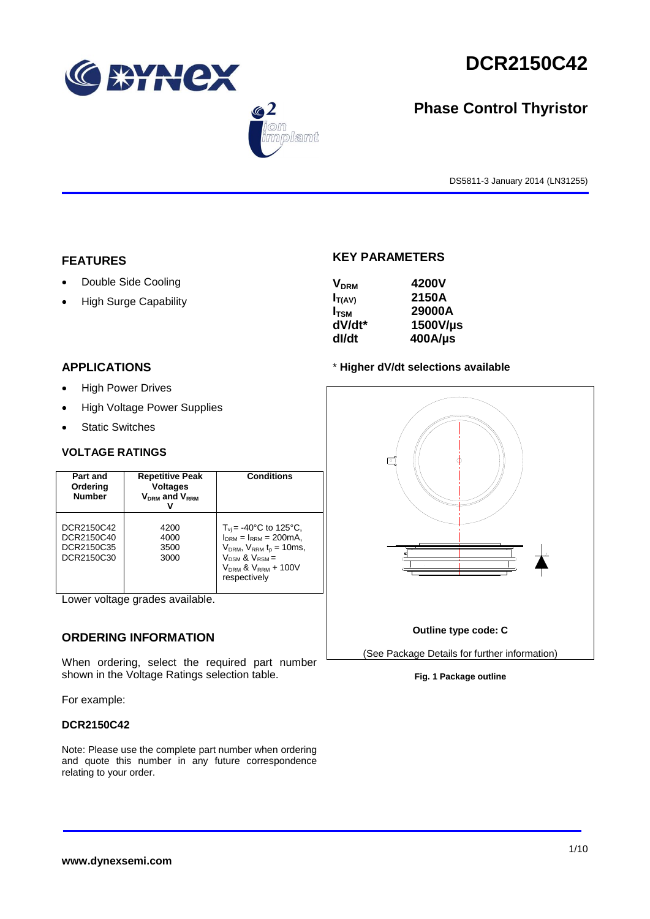# DCR2150C42

## Phase Control Thyristor

DS5811-3 January 2014 (LN31255)

## FEATURES

- Double Side Cooling
- High Surge Capability

## APPLICATIONS

- High Power Drives
- High Voltage Power Supplies
- Static Switches

## VOLTAGE RATINGS

| Part and Ordering Number | Repetitive Peak Voltages $V_{DRM}$ and $V_{RRM}$ V | Conditions |
|---|---|---|
| DCR2150C42<br>DCR2150C40<br>DCR2150C35<br>DCR2150C30 | 4200<br>4000<br>3500<br>3000 | $T_{vj}$ = -40°C to 125°C, $I_{DRM}$ = $I_{RRM}$ = 200mA, $V_{DRM}$, $V_{RRM}$ $t_p$ = 10ms, $V_{DSM}$ & $V_{RSM}$ = $V_{DRM}$ & $V_{RRM}$ + 100V respectively |

Lower voltage grades available.

## ORDERING INFORMATION

When ordering, select the required part number shown in the Voltage Ratings selection table.

For example:

**DCR2150C42**

Note: Please use the complete part number when ordering and quote this number in any future correspondence relating to your order.

## KEY PARAMETERS

| | |
|---|---|
| $V_{DRM}$ | 4200V |
| $I_{T(AV)}$ | 2150A |
| $I_{TSM}$ | 29000A |
| dV/dt* | 1500V/µs |
| dI/dt | 400A/µs |

* **Higher dV/dt selections available**

**Outline type code: C**

(See Package Details for further information)

**Fig. 1 Package outline**

**www.dynexsemi.com**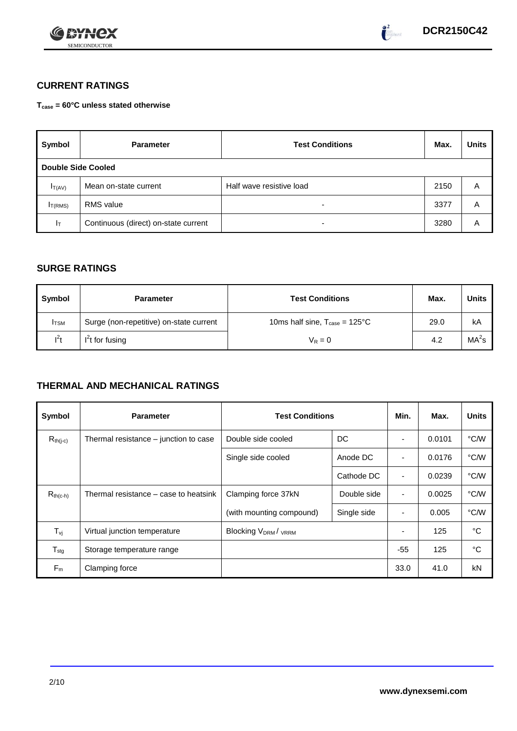## CURRENT RATINGS

**$T_{case}$ = 60°C unless stated otherwise**

| Symbol | Parameter | Test Conditions | Max. | Units |
|---|---|---|---|---|
| **Double Side Cooled** | | | | |
| $I_{T(AV)}$ | Mean on-state current | Half wave resistive load | 2150 | A |
| $I_{T(RMS)}$ | RMS value | - | 3377 | A |
| $I_T$ | Continuous (direct) on-state current | - | 3280 | A |

## SURGE RATINGS

| Symbol | Parameter | Test Conditions | Max. | Units |
|---|---|---|---|---|
| $I_{TSM}$ | Surge (non-repetitive) on-state current | 10ms half sine, $T_{case}$ = 125°C | 29.0 | kA |
| $I^2t$ | $I^2t$ for fusing | $V_R = 0$ | 4.2 | $MA^2s$ |

## THERMAL AND MECHANICAL RATINGS

| Symbol | Parameter | Test Conditions | | Min. | Max. | Units |
|---|---|---|---|---|---|---|
| $R_{th(j-c)}$ | Thermal resistance – junction to case | Double side cooled | DC | - | 0.0101 | °C/W |
| | | Single side cooled | Anode DC | - | 0.0176 | °C/W |
| | | | Cathode DC | - | 0.0239 | °C/W |
| $R_{th(c-h)}$ | Thermal resistance – case to heatsink | Clamping force 37kN | Double side | - | 0.0025 | °C/W |
| | | (with mounting compound) | Single side | - | 0.005 | °C/W |
| $T_{vj}$ | Virtual junction temperature | Blocking $V_{DRM}$ / $V_{RRM}$ | | - | 125 | °C |
| $T_{stg}$ | Storage temperature range | | | -55 | 125 | °C |
| $F_m$ | Clamping force | | | 33.0 | 41.0 | kN |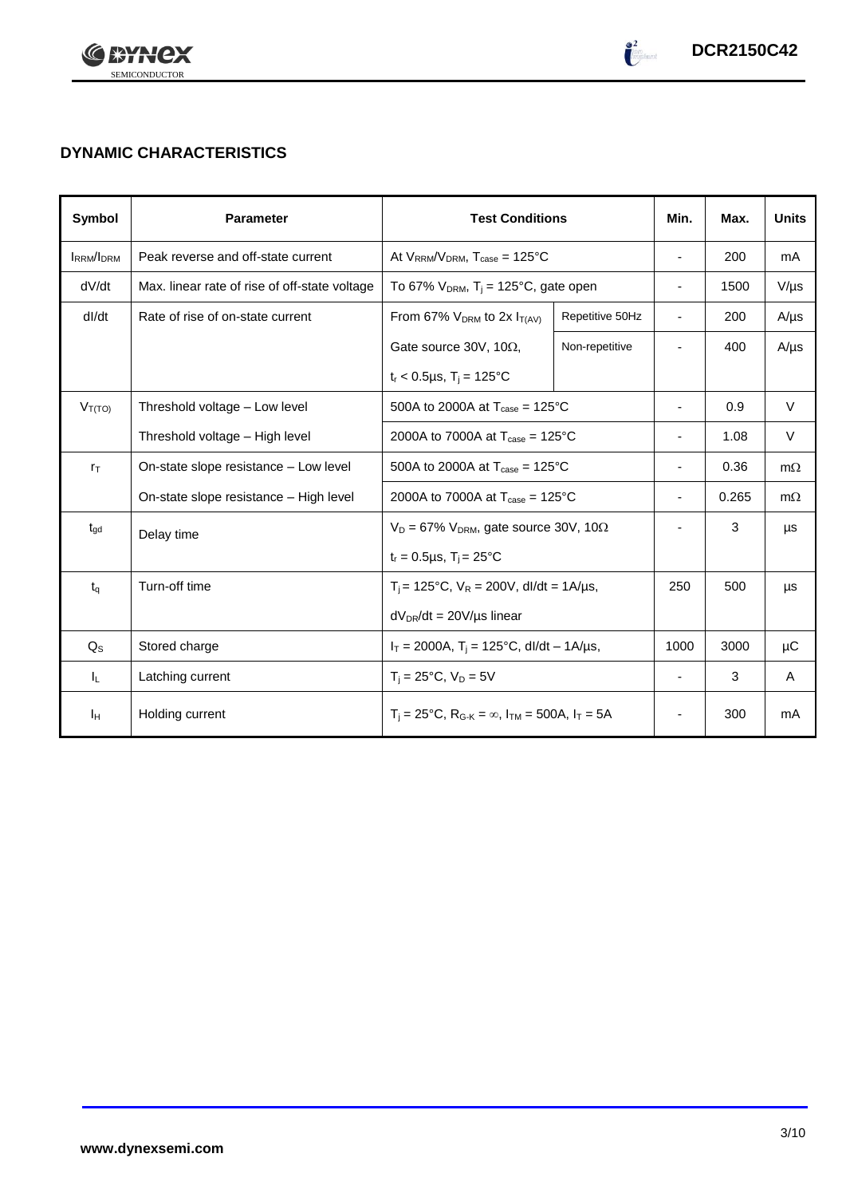## DYNAMIC CHARACTERISTICS

| Symbol | Parameter | Test Conditions | | Min. | Max. | Units |
|---|---|---|---|---|---|---|
| $I_{RRM}/I_{DRM}$ | Peak reverse and off-state current | At $V_{RRM}/V_{DRM}$, $T_{case}$ = 125°C | | - | 200 | mA |
| dV/dt | Max. linear rate of rise of off-state voltage | To 67% $V_{DRM}$, $T_j$ = 125°C, gate open | | - | 1500 | V/µs |
| dI/dt | Rate of rise of on-state current | From 67% $V_{DRM}$ to 2x $I_{T(AV)}$ | Repetitive 50Hz | - | 200 | A/µs |
| | | Gate source 30V, 10Ω, | Non-repetitive | - | 400 | A/µs |
| | | $t_r$ < 0.5µs, $T_j$ = 125°C | | | | |
| $V_{T(TO)}$ | Threshold voltage – Low level | 500A to 2000A at $T_{case}$ = 125°C | | - | 0.9 | V |
| | Threshold voltage – High level | 2000A to 7000A at $T_{case}$ = 125°C | | - | 1.08 | V |
| $r_T$ | On-state slope resistance – Low level | 500A to 2000A at $T_{case}$ = 125°C | | - | 0.36 | mΩ |
| | On-state slope resistance – High level | 2000A to 7000A at $T_{case}$ = 125°C | | - | 0.265 | mΩ |
| $t_{gd}$ | Delay time | $V_D$ = 67% $V_{DRM}$, gate source 30V, 10Ω | | - | 3 | µs |
| | | $t_r$ = 0.5µs, $T_j$ = 25°C | | | | |
| $t_q$ | Turn-off time | $T_j$ = 125°C, $V_R$ = 200V, dI/dt = 1A/µs, | | 250 | 500 | µs |
| | | $dV_{DR}/dt$ = 20V/µs linear | | | | |
| $Q_S$ | Stored charge | $I_T$ = 2000A, $T_j$ = 125°C, dI/dt – 1A/µs, | | 1000 | 3000 | µC |
| $I_L$ | Latching current | $T_j$ = 25°C, $V_D$ = 5V | | - | 3 | A |
| $I_H$ | Holding current | $T_j$ = 25°C, $R_{G-K}$ = ∞, $I_{TM}$ = 500A, $I_T$ = 5A | | - | 300 | mA |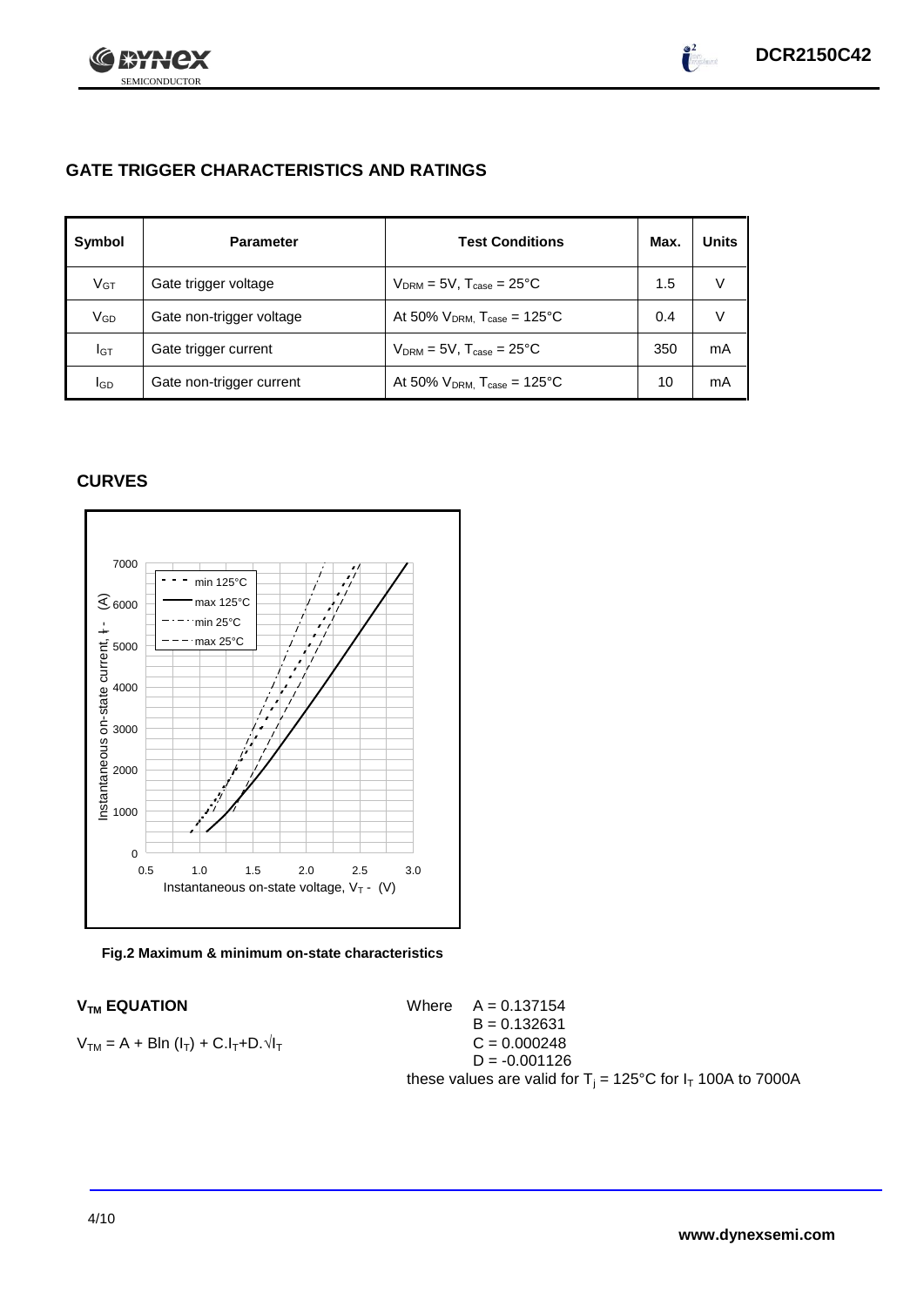## GATE TRIGGER CHARACTERISTICS AND RATINGS

| Symbol | Parameter | Test Conditions | Max. | Units |
|---|---|---|---|---|
| $V_{GT}$ | Gate trigger voltage | $V_{DRM} = 5V$, $T_{case} = 25°C$ | 1.5 | V |
| $V_{GD}$ | Gate non-trigger voltage | At 50% $V_{DRM}$, $T_{case} = 125°C$ | 0.4 | V |
| $I_{GT}$ | Gate trigger current | $V_{DRM} = 5V$, $T_{case} = 25°C$ | 350 | mA |
| $I_{GD}$ | Gate non-trigger current | At 50% $V_{DRM}$, $T_{case} = 125°C$ | 10 | mA |

## CURVES

Fig.2 Maximum & minimum on-state characteristics

### $V_{TM}$ EQUATION

$$V_{TM} = A + B\ln(I_T) + C.I_T + D.\sqrt{I_T}$$

Where
$A = 0.137154$
$B = 0.132631$
$C = 0.000248$
$D = -0.001126$

these values are valid for $T_j = 125°C$ for $I_T$ 100A to 7000A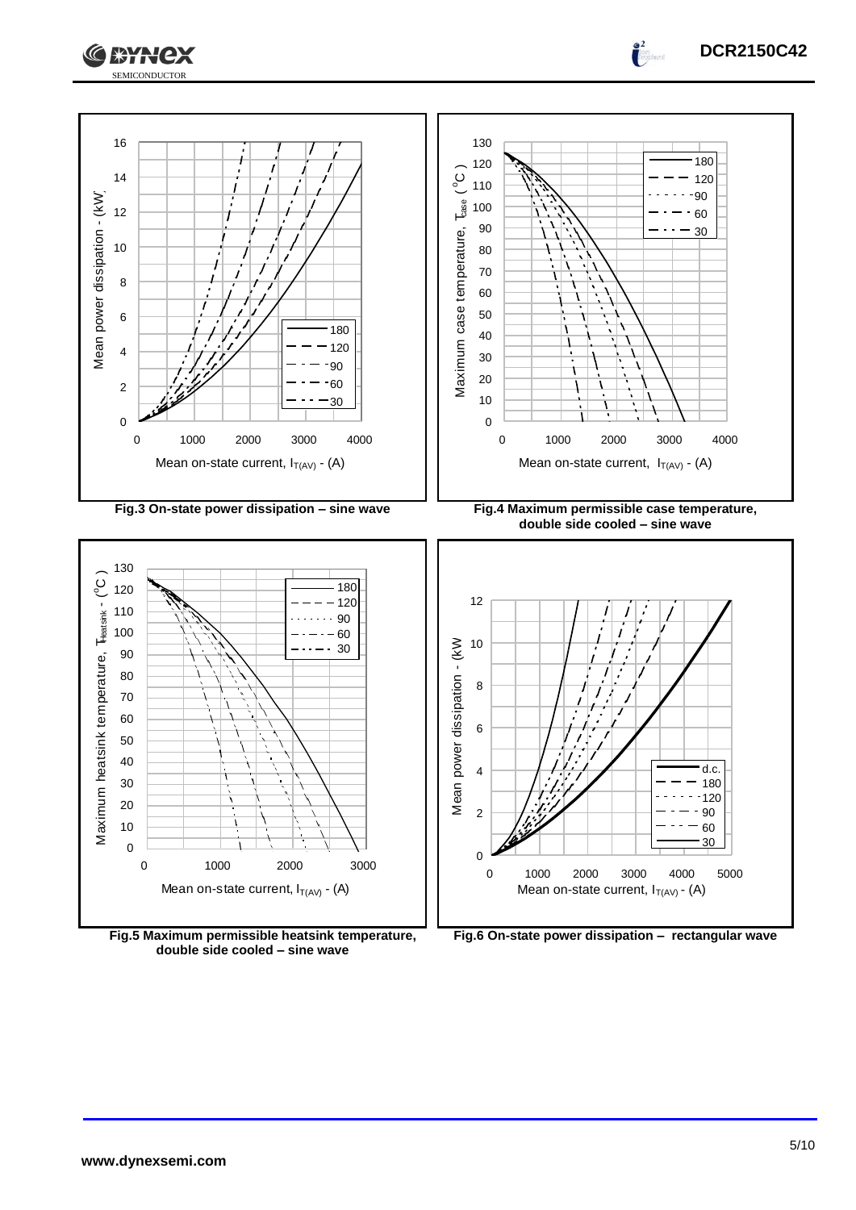Fig.3 On-state power dissipation – sine wave

Fig.4 Maximum permissible case temperature, double side cooled – sine wave

Fig.5 Maximum permissible heatsink temperature, double side cooled – sine wave

Fig.6 On-state power dissipation – rectangular wave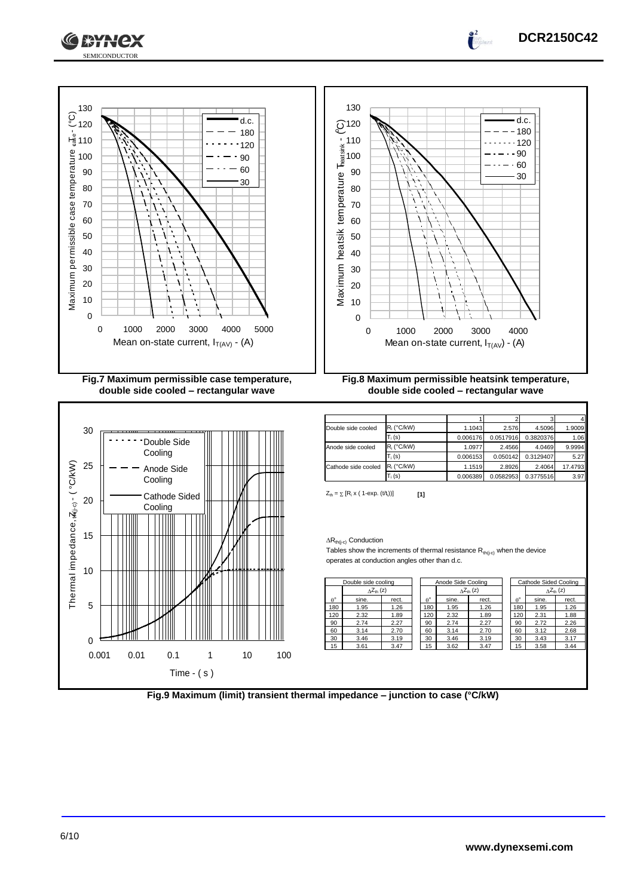Fig.7 Maximum permissible case temperature, double side cooled – rectangular wave

Fig.8 Maximum permissible heatsink temperature, double side cooled – rectangular wave

|  |  | 1 | 2 | 3 | 4 |
|---|---|---|---|---|---|
| Double side cooled | $R_i$ (°C/kW) | 1.1043 | 2.576 | 4.5096 | 1.9009 |
|  | $T_i$ (s) | 0.006176 | 0.0517916 | 0.3820376 | 1.06 |
| Anode side cooled | $R_i$ (°C/kW) | 1.0977 | 2.4566 | 4.0469 | 9.9994 |
|  | $T_i$ (s) | 0.006153 | 0.050142 | 0.3129407 | 5.27 |
| Cathode side cooled | $R_i$ (°C/kW) | 1.1519 | 2.8926 | 2.4064 | 17.4793 |
|  | $T_i$ (s) | 0.006389 | 0.0582953 | 0.3775516 | 3.97 |

$Z_{th} = \sum [R_i \times (1\text{-exp.} (t/t_i))]$ [1]

$\Delta R_{th(j-c)}$ Conduction

Tables show the increments of thermal resistance $R_{th(j-c)}$ when the device operates at conduction angles other than d.c.

| Double side cooling | | |
|---|---|---|
| | $\Delta Z_{th}$ (z) | |
| θ° | sine. | rect. |
| 180 | 1.95 | 1.26 |
| 120 | 2.32 | 1.89 |
| 90 | 2.74 | 2.27 |
| 60 | 3.14 | 2.70 |
| 30 | 3.46 | 3.19 |
| 15 | 3.61 | 3.47 |

| Anode Side Cooling | | |
|---|---|---|
| | $\Delta Z_{th}$ (z) | |
| θ° | sine. | rect. |
| 180 | 1.95 | 1.26 |
| 120 | 2.32 | 1.89 |
| 90 | 2.74 | 2.27 |
| 60 | 3.14 | 2.70 |
| 30 | 3.46 | 3.19 |
| 15 | 3.62 | 3.47 |

| Cathode Sided Cooling | | |
|---|---|---|
| | $\Delta Z_{th}$ (z) | |
| θ° | sine. | rect. |
| 180 | 1.95 | 1.26 |
| 120 | 2.31 | 1.88 |
| 90 | 2.72 | 2.26 |
| 60 | 3.12 | 2.68 |
| 30 | 3.43 | 3.17 |
| 15 | 3.58 | 3.44 |

Fig.9 Maximum (limit) transient thermal impedance – junction to case (°C/kW)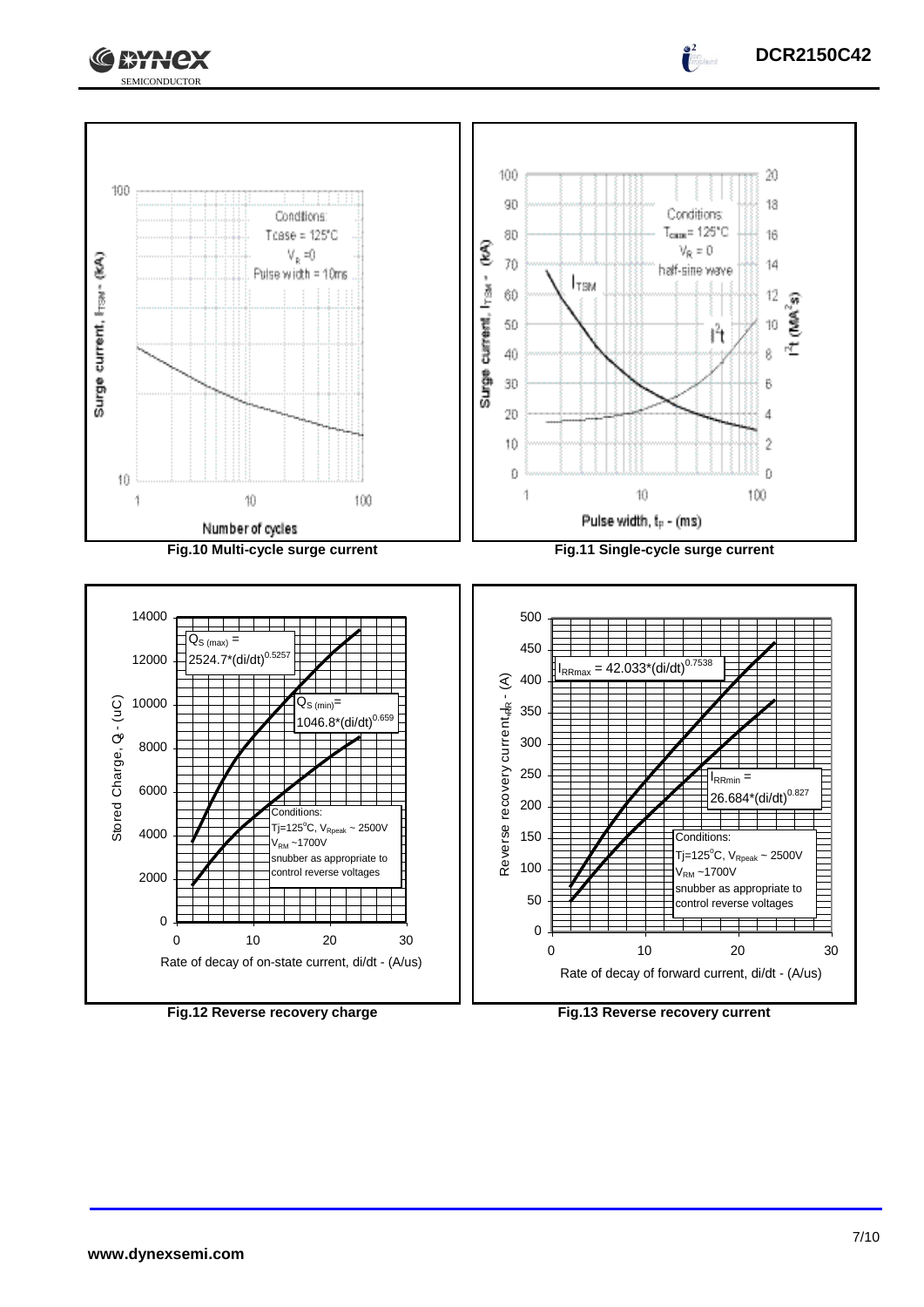Surge current, $I_{TSM}$ - (kA)

Conditions:
Tcase = 125°C
$V_R$ = 0
Pulse width = 10ms

Number of cycles

Fig.10 Multi-cycle surge current

Surge current, $I_{TSM}$ - (kA)

$I^2t$ ($MA^2s$)

Conditions:
$T_{case}$ = 125°C
$V_R$ = 0
half-sine wave

$I_{TSM}$

$I^2t$

Pulse width, $t_p$ - (ms)

Fig.11 Single-cycle surge current

Stored Charge, $Q_S$ - (uC)

$Q_{S\,(max)} = 2524.7*(di/dt)^{0.5257}$

$Q_{S\,(min)} = 1046.8*(di/dt)^{0.659}$

Conditions:
Tj=125°C, $V_{Rpeak}$ ~ 2500V
$V_{RM}$ ~1700V
snubber as appropriate to control reverse voltages

Rate of decay of on-state current, di/dt - (A/us)

Fig.12 Reverse recovery charge

Reverse recovery current, $I_{RR}$ - (A)

$I_{RRmax} = 42.033*(di/dt)^{0.7538}$

$I_{RRmin} = 26.684*(di/dt)^{0.827}$

Conditions:
Tj=125°C, $V_{Rpeak}$ ~ 2500V
$V_{RM}$ ~1700V
snubber as appropriate to control reverse voltages

Rate of decay of forward current, di/dt - (A/us)

Fig.13 Reverse recovery current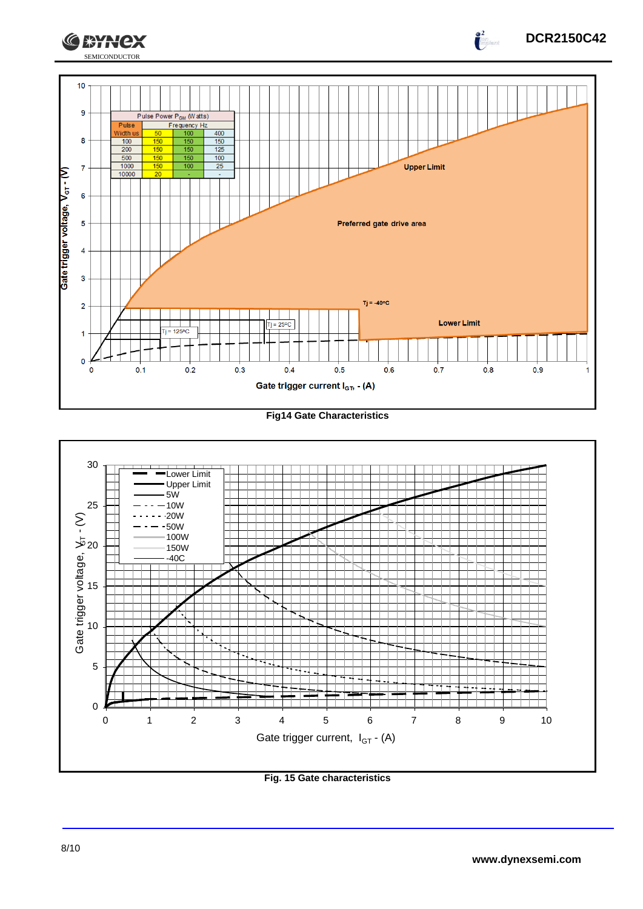| Pulse Width us | Pulse Power $P_{GM}$ (Watts) Frequency Hz 50 | 100 | 400 |
|---|---|---|---|
| 100 | 150 | 150 | 150 |
| 200 | 150 | 150 | 125 |
| 500 | 150 | 150 | 100 |
| 1000 | 150 | 100 | 25 |
| 10000 | 20 | - | - |

Fig14 Gate Characteristics

Fig. 15 Gate characteristics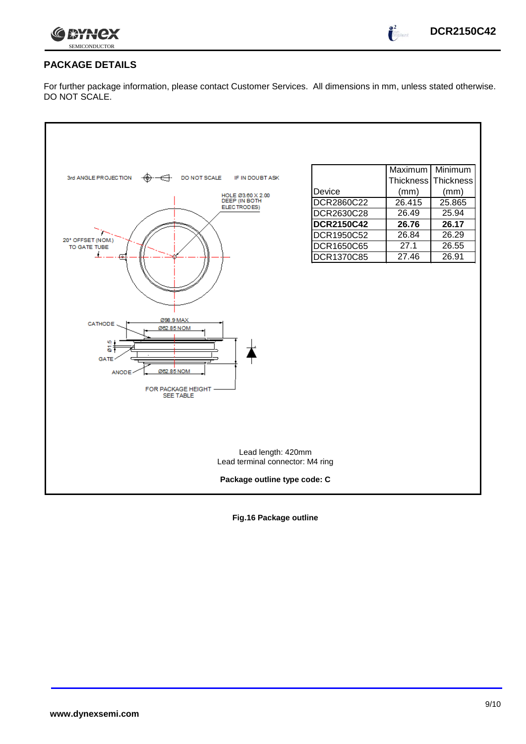## PACKAGE DETAILS

For further package information, please contact Customer Services. All dimensions in mm, unless stated otherwise. DO NOT SCALE.

3rd ANGLE PROJECTION DO NOT SCALE IF IN DOUBT ASK

HOLE Ø3.60 X 2.00 DEEP (IN BOTH ELECTRODES)

20° OFFSET (NOM.) TO GATE TUBE

CATHODE Ø98.9 MAX Ø62.85 NOM

Ø1.5

GATE

ANODE Ø62.85 NOM

FOR PACKAGE HEIGHT SEE TABLE

| Device | Maximum Thickness (mm) | Minimum Thickness (mm) |
|---|---|---|
| DCR2860C22 | 26.415 | 25.865 |
| DCR2630C28 | 26.49 | 25.94 |
| **DCR2150C42** | **26.76** | **26.17** |
| DCR1950C52 | 26.84 | 26.29 |
| DCR1650C65 | 27.1 | 26.55 |
| DCR1370C85 | 27.46 | 26.91 |

Lead length: 420mm
Lead terminal connector: M4 ring

**Package outline type code: C**

**Fig.16 Package outline**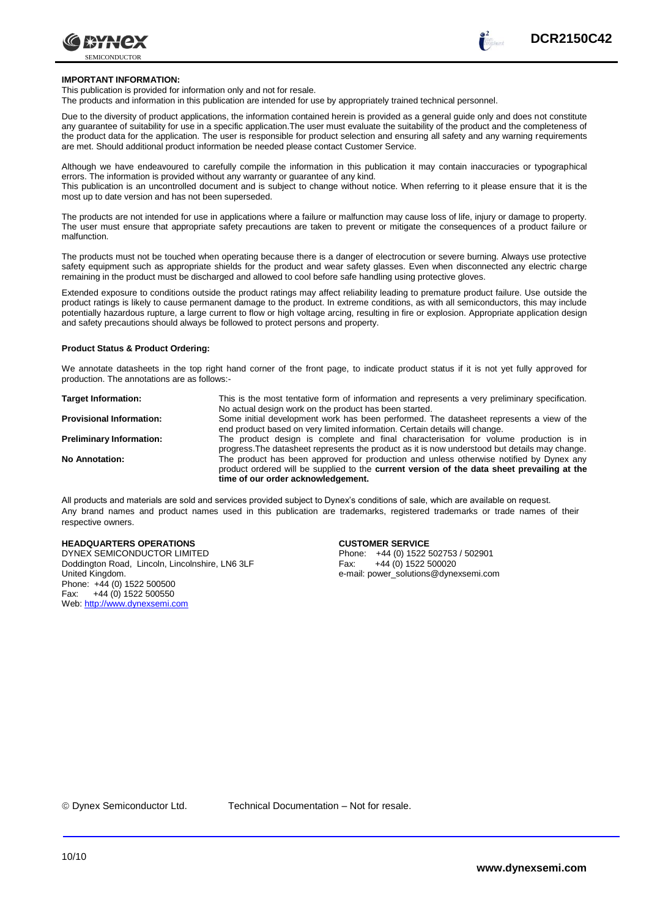**IMPORTANT INFORMATION:**

This publication is provided for information only and not for resale.

The products and information in this publication are intended for use by appropriately trained technical personnel.

Due to the diversity of product applications, the information contained herein is provided as a general guide only and does not constitute any guarantee of suitability for use in a specific application.The user must evaluate the suitability of the product and the completeness of the product data for the application. The user is responsible for product selection and ensuring all safety and any warning requirements are met. Should additional product information be needed please contact Customer Service.

Although we have endeavoured to carefully compile the information in this publication it may contain inaccuracies or typographical errors. The information is provided without any warranty or guarantee of any kind.

This publication is an uncontrolled document and is subject to change without notice. When referring to it please ensure that it is the most up to date version and has not been superseded.

The products are not intended for use in applications where a failure or malfunction may cause loss of life, injury or damage to property. The user must ensure that appropriate safety precautions are taken to prevent or mitigate the consequences of a product failure or malfunction.

The products must not be touched when operating because there is a danger of electrocution or severe burning. Always use protective safety equipment such as appropriate shields for the product and wear safety glasses. Even when disconnected any electric charge remaining in the product must be discharged and allowed to cool before safe handling using protective gloves.

Extended exposure to conditions outside the product ratings may affect reliability leading to premature product failure. Use outside the product ratings is likely to cause permanent damage to the product. In extreme conditions, as with all semiconductors, this may include potentially hazardous rupture, a large current to flow or high voltage arcing, resulting in fire or explosion. Appropriate application design and safety precautions should always be followed to protect persons and property.

**Product Status & Product Ordering:**

We annotate datasheets in the top right hand corner of the front page, to indicate product status if it is not yet fully approved for production. The annotations are as follows:-

| | |
|---|---|
| **Target Information:** | This is the most tentative form of information and represents a very preliminary specification. No actual design work on the product has been started. |
| **Provisional Information:** | Some initial development work has been performed. The datasheet represents a view of the end product based on very limited information. Certain details will change. |
| **Preliminary Information:** | The product design is complete and final characterisation for volume production is in progress.The datasheet represents the product as it is now understood but details may change. |
| **No Annotation:** | The product has been approved for production and unless otherwise notified by Dynex any product ordered will be supplied to the **current version of the data sheet prevailing at the time of our order acknowledgement.** |

All products and materials are sold and services provided subject to Dynex's conditions of sale, which are available on request.

Any brand names and product names used in this publication are trademarks, registered trademarks or trade names of their respective owners.

**HEADQUARTERS OPERATIONS**
DYNEX SEMICONDUCTOR LIMITED
Doddington Road, Lincoln, Lincolnshire, LN6 3LF
United Kingdom.
Phone: +44 (0) 1522 500500
Fax: +44 (0) 1522 500550
Web: http://www.dynexsemi.com

**CUSTOMER SERVICE**
Phone: +44 (0) 1522 502753 / 502901
Fax: +44 (0) 1522 500020
e-mail: power_solutions@dynexsemi.com

© Dynex Semiconductor Ltd. Technical Documentation – Not for resale.